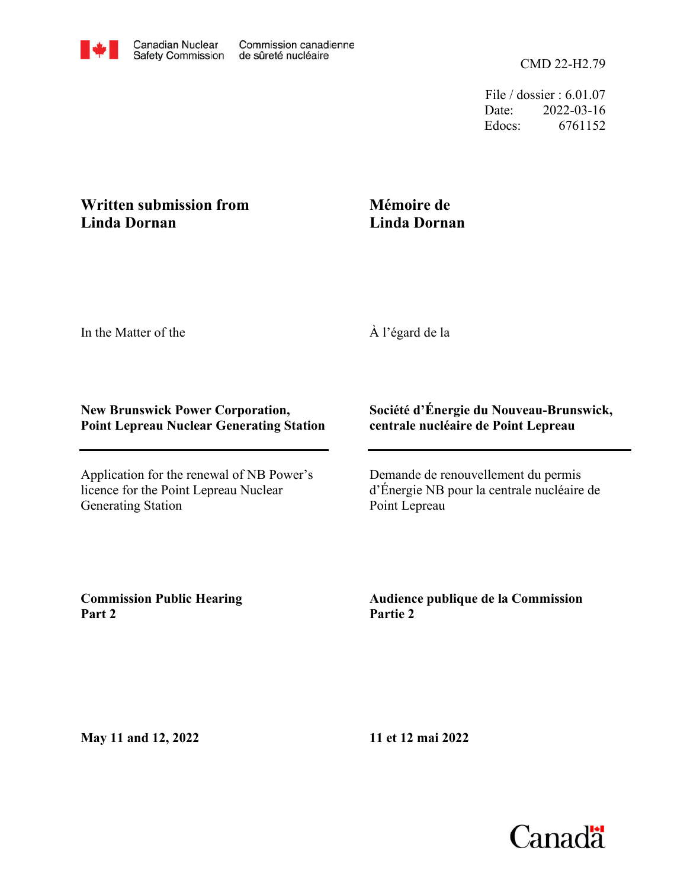Canadian Nuclear Safety Commission / Commission canadienne de sûreté nucléaire

CMD 22-H2.79

File / dossier : 6.01.07
Date: 2022-03-16
Edocs: 6761152

**Written submission from Linda Dornan**

**Mémoire de Linda Dornan**

In the Matter of the

À l'égard de la

**New Brunswick Power Corporation, Point Lepreau Nuclear Generating Station**

**Société d'Énergie du Nouveau-Brunswick, centrale nucléaire de Point Lepreau**

Application for the renewal of NB Power's licence for the Point Lepreau Nuclear Generating Station

Demande de renouvellement du permis d'Énergie NB pour la centrale nucléaire de Point Lepreau

**Commission Public Hearing Part 2**

**Audience publique de la Commission Partie 2**

**May 11 and 12, 2022**

**11 et 12 mai 2022**

Canada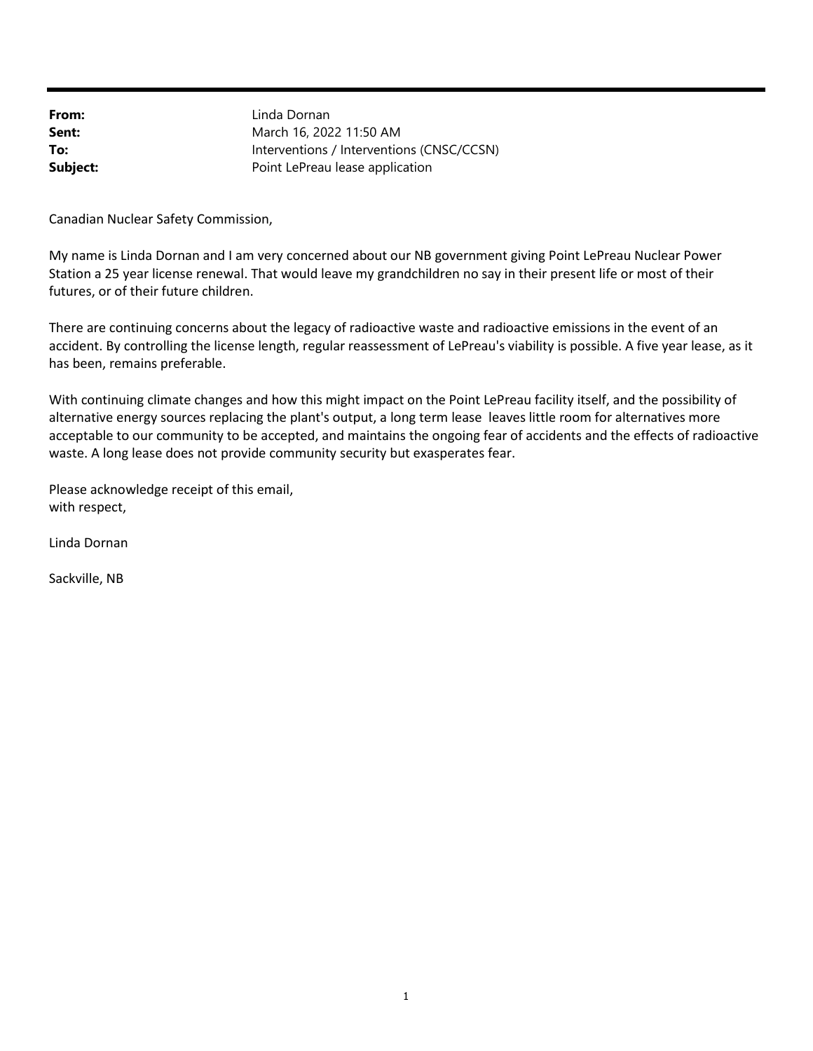**From:** Linda Dornan
**Sent:** March 16, 2022 11:50 AM
**To:** Interventions / Interventions (CNSC/CCSN)
**Subject:** Point LePreau lease application

Canadian Nuclear Safety Commission,

My name is Linda Dornan and I am very concerned about our NB government giving Point LePreau Nuclear Power Station a 25 year license renewal. That would leave my grandchildren no say in their present life or most of their futures, or of their future children.

There are continuing concerns about the legacy of radioactive waste and radioactive emissions in the event of an accident. By controlling the license length, regular reassessment of LePreau's viability is possible. A five year lease, as it has been, remains preferable.

With continuing climate changes and how this might impact on the Point LePreau facility itself, and the possibility of alternative energy sources replacing the plant's output, a long term lease leaves little room for alternatives more acceptable to our community to be accepted, and maintains the ongoing fear of accidents and the effects of radioactive waste. A long lease does not provide community security but exasperates fear.

Please acknowledge receipt of this email,
with respect,

Linda Dornan

Sackville, NB